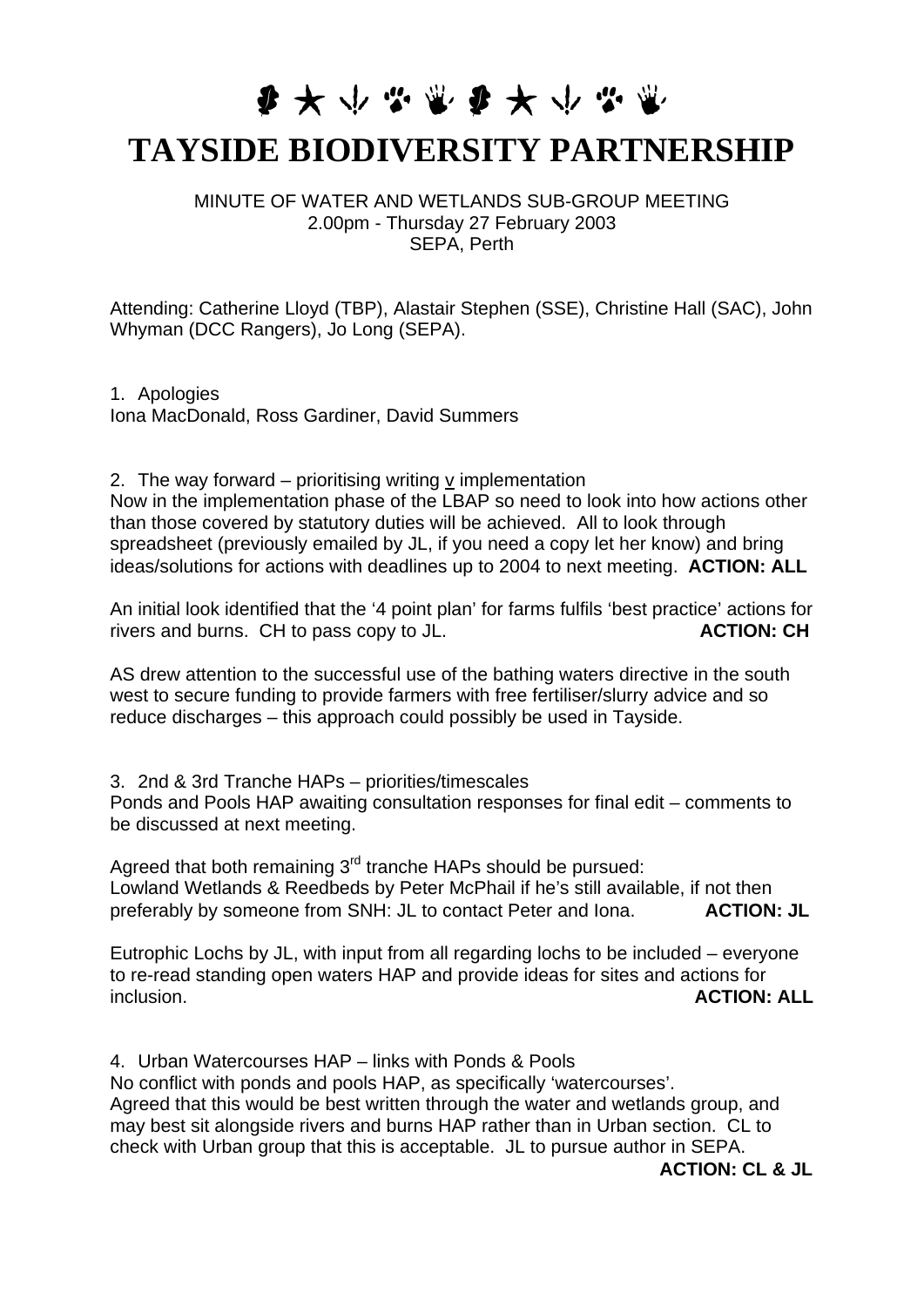# TAYSIDE BIODIVERSITY PARTNERSHIP

MINUTE OF WATER AND WETLANDS SUB-GROUP MEETING
2.00pm - Thursday 27 February 2003
SEPA, Perth

Attending: Catherine Lloyd (TBP), Alastair Stephen (SSE), Christine Hall (SAC), John Whyman (DCC Rangers), Jo Long (SEPA).

1. Apologies
Iona MacDonald, Ross Gardiner, David Summers

2. The way forward – prioritising writing v implementation
Now in the implementation phase of the LBAP so need to look into how actions other than those covered by statutory duties will be achieved. All to look through spreadsheet (previously emailed by JL, if you need a copy let her know) and bring ideas/solutions for actions with deadlines up to 2004 to next meeting. **ACTION: ALL**

An initial look identified that the '4 point plan' for farms fulfils 'best practice' actions for rivers and burns. CH to pass copy to JL. **ACTION: CH**

AS drew attention to the successful use of the bathing waters directive in the south west to secure funding to provide farmers with free fertiliser/slurry advice and so reduce discharges – this approach could possibly be used in Tayside.

3. 2nd & 3rd Tranche HAPs – priorities/timescales
Ponds and Pools HAP awaiting consultation responses for final edit – comments to be discussed at next meeting.

Agreed that both remaining 3rd tranche HAPs should be pursued:
Lowland Wetlands & Reedbeds by Peter McPhail if he's still available, if not then preferably by someone from SNH: JL to contact Peter and Iona. **ACTION: JL**

Eutrophic Lochs by JL, with input from all regarding lochs to be included – everyone to re-read standing open waters HAP and provide ideas for sites and actions for inclusion. **ACTION: ALL**

4. Urban Watercourses HAP – links with Ponds & Pools
No conflict with ponds and pools HAP, as specifically 'watercourses'.
Agreed that this would be best written through the water and wetlands group, and may best sit alongside rivers and burns HAP rather than in Urban section. CL to check with Urban group that this is acceptable. JL to pursue author in SEPA.
**ACTION: CL & JL**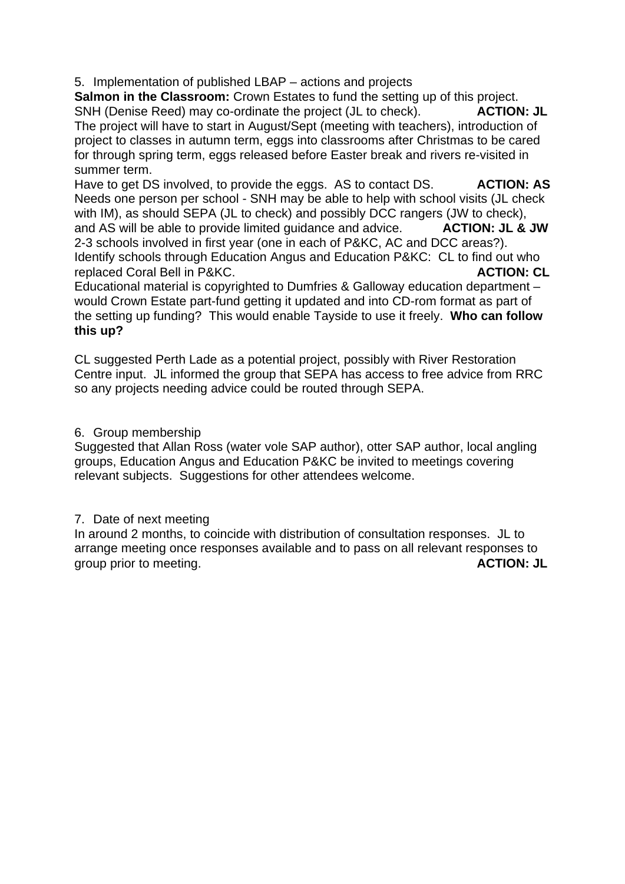5. Implementation of published LBAP – actions and projects

**Salmon in the Classroom:** Crown Estates to fund the setting up of this project. SNH (Denise Reed) may co-ordinate the project (JL to check). **ACTION: JL**

The project will have to start in August/Sept (meeting with teachers), introduction of project to classes in autumn term, eggs into classrooms after Christmas to be cared for through spring term, eggs released before Easter break and rivers re-visited in summer term.

Have to get DS involved, to provide the eggs. AS to contact DS. **ACTION: AS**

Needs one person per school - SNH may be able to help with school visits (JL check with IM), as should SEPA (JL to check) and possibly DCC rangers (JW to check), and AS will be able to provide limited guidance and advice. **ACTION: JL & JW**

2-3 schools involved in first year (one in each of P&KC, AC and DCC areas?). Identify schools through Education Angus and Education P&KC: CL to find out who replaced Coral Bell in P&KC. **ACTION: CL**

Educational material is copyrighted to Dumfries & Galloway education department – would Crown Estate part-fund getting it updated and into CD-rom format as part of the setting up funding? This would enable Tayside to use it freely. **Who can follow this up?**

CL suggested Perth Lade as a potential project, possibly with River Restoration Centre input. JL informed the group that SEPA has access to free advice from RRC so any projects needing advice could be routed through SEPA.

6. Group membership

Suggested that Allan Ross (water vole SAP author), otter SAP author, local angling groups, Education Angus and Education P&KC be invited to meetings covering relevant subjects. Suggestions for other attendees welcome.

7. Date of next meeting

In around 2 months, to coincide with distribution of consultation responses. JL to arrange meeting once responses available and to pass on all relevant responses to group prior to meeting. **ACTION: JL**